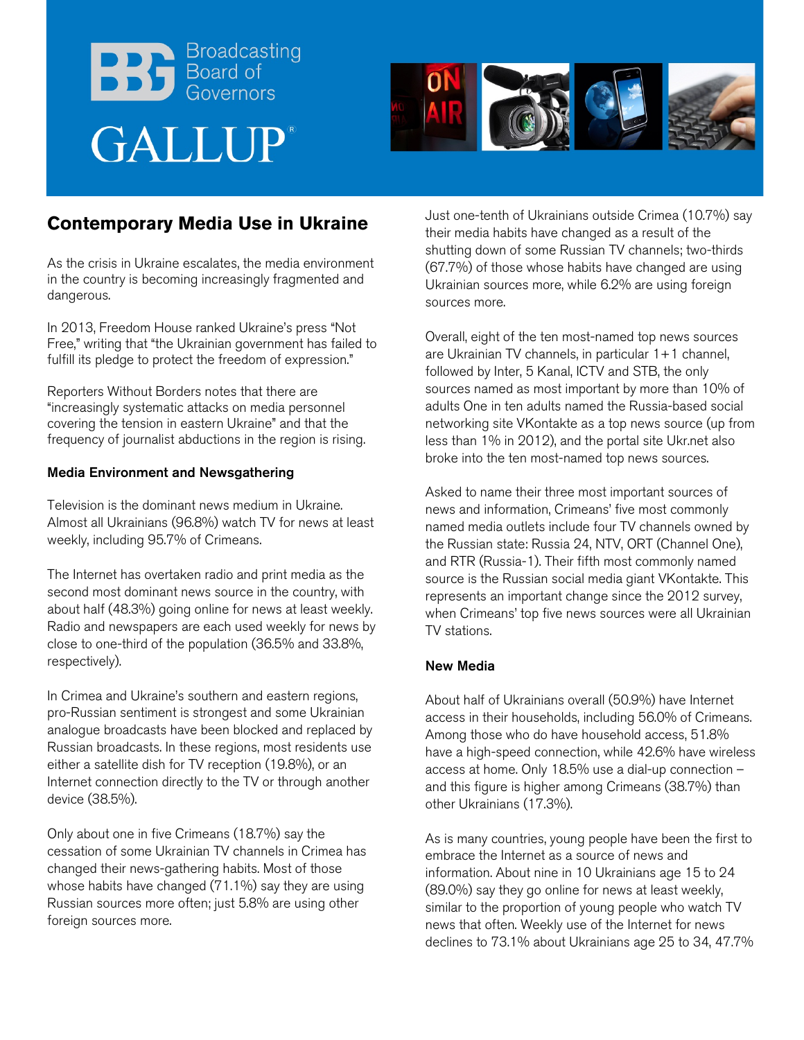Broadcasting Board of Governors

GALLUP

# Contemporary Media Use in Ukraine

As the crisis in Ukraine escalates, the media environment in the country is becoming increasingly fragmented and dangerous.

In 2013, Freedom House ranked Ukraine's press "Not Free," writing that "the Ukrainian government has failed to fulfill its pledge to protect the freedom of expression."

Reporters Without Borders notes that there are "increasingly systematic attacks on media personnel covering the tension in eastern Ukraine" and that the frequency of journalist abductions in the region is rising.

### Media Environment and Newsgathering

Television is the dominant news medium in Ukraine. Almost all Ukrainians (96.8%) watch TV for news at least weekly, including 95.7% of Crimeans.

The Internet has overtaken radio and print media as the second most dominant news source in the country, with about half (48.3%) going online for news at least weekly. Radio and newspapers are each used weekly for news by close to one-third of the population (36.5% and 33.8%, respectively).

In Crimea and Ukraine's southern and eastern regions, pro-Russian sentiment is strongest and some Ukrainian analogue broadcasts have been blocked and replaced by Russian broadcasts. In these regions, most residents use either a satellite dish for TV reception (19.8%), or an Internet connection directly to the TV or through another device (38.5%).

Only about one in five Crimeans (18.7%) say the cessation of some Ukrainian TV channels in Crimea has changed their news-gathering habits. Most of those whose habits have changed (71.1%) say they are using Russian sources more often; just 5.8% are using other foreign sources more.

Just one-tenth of Ukrainians outside Crimea (10.7%) say their media habits have changed as a result of the shutting down of some Russian TV channels; two-thirds (67.7%) of those whose habits have changed are using Ukrainian sources more, while 6.2% are using foreign sources more.

Overall, eight of the ten most-named top news sources are Ukrainian TV channels, in particular 1+1 channel, followed by Inter, 5 Kanal, ICTV and STB, the only sources named as most important by more than 10% of adults One in ten adults named the Russia-based social networking site VKontakte as a top news source (up from less than 1% in 2012), and the portal site Ukr.net also broke into the ten most-named top news sources.

Asked to name their three most important sources of news and information, Crimeans' five most commonly named media outlets include four TV channels owned by the Russian state: Russia 24, NTV, ORT (Channel One), and RTR (Russia-1). Their fifth most commonly named source is the Russian social media giant VKontakte. This represents an important change since the 2012 survey, when Crimeans' top five news sources were all Ukrainian TV stations.

### New Media

About half of Ukrainians overall (50.9%) have Internet access in their households, including 56.0% of Crimeans. Among those who do have household access, 51.8% have a high-speed connection, while 42.6% have wireless access at home. Only 18.5% use a dial-up connection – and this figure is higher among Crimeans (38.7%) than other Ukrainians (17.3%).

As is many countries, young people have been the first to embrace the Internet as a source of news and information. About nine in 10 Ukrainians age 15 to 24 (89.0%) say they go online for news at least weekly, similar to the proportion of young people who watch TV news that often. Weekly use of the Internet for news declines to 73.1% about Ukrainians age 25 to 34, 47.7%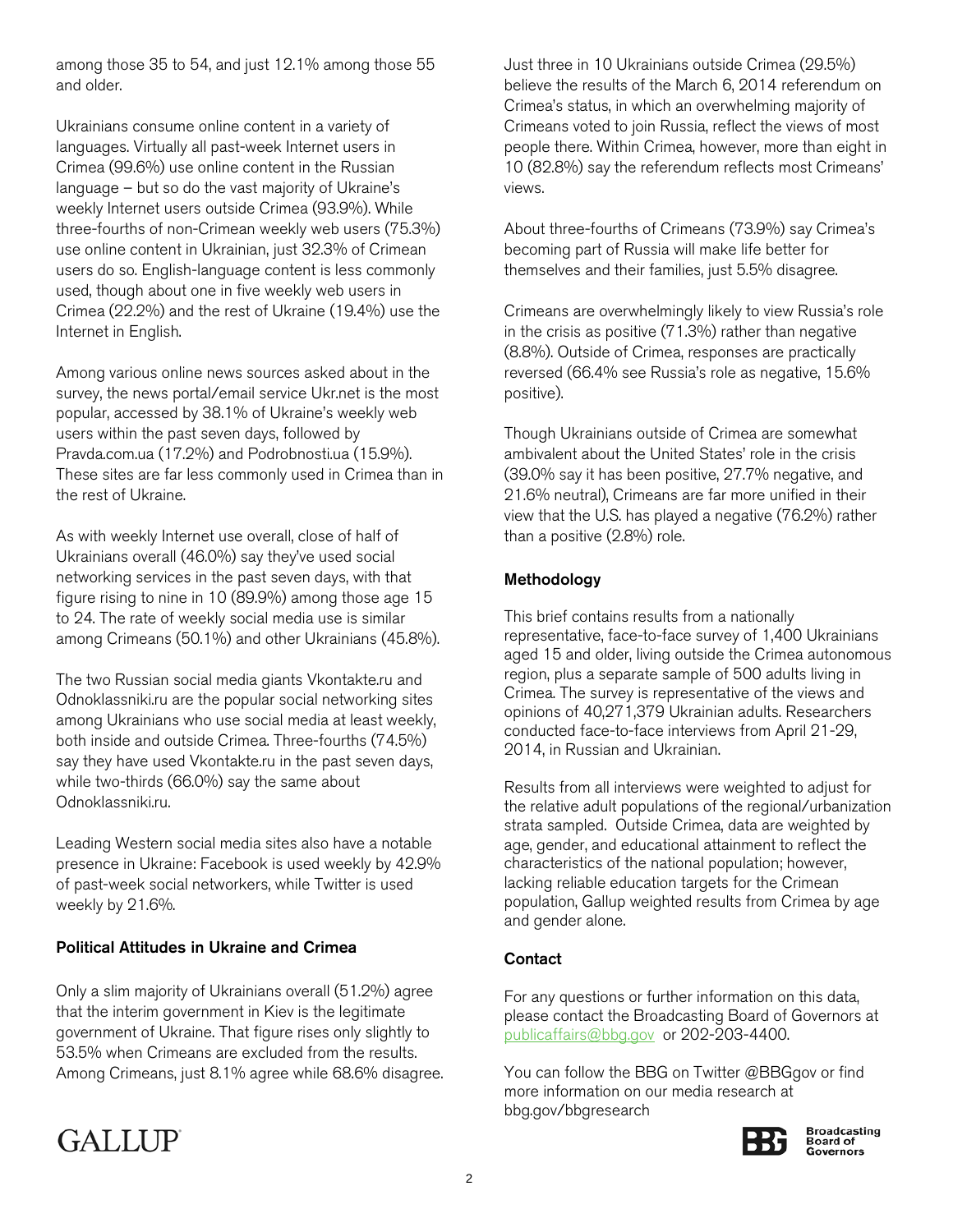among those 35 to 54, and just 12.1% among those 55 and older.

Ukrainians consume online content in a variety of languages. Virtually all past-week Internet users in Crimea (99.6%) use online content in the Russian language – but so do the vast majority of Ukraine's weekly Internet users outside Crimea (93.9%). While three-fourths of non-Crimean weekly web users (75.3%) use online content in Ukrainian, just 32.3% of Crimean users do so. English-language content is less commonly used, though about one in five weekly web users in Crimea (22.2%) and the rest of Ukraine (19.4%) use the Internet in English.

Among various online news sources asked about in the survey, the news portal/email service Ukr.net is the most popular, accessed by 38.1% of Ukraine's weekly web users within the past seven days, followed by Pravda.com.ua (17.2%) and Podrobnosti.ua (15.9%). These sites are far less commonly used in Crimea than in the rest of Ukraine.

As with weekly Internet use overall, close of half of Ukrainians overall (46.0%) say they've used social networking services in the past seven days, with that figure rising to nine in 10 (89.9%) among those age 15 to 24. The rate of weekly social media use is similar among Crimeans (50.1%) and other Ukrainians (45.8%).

The two Russian social media giants Vkontakte.ru and Odnoklassniki.ru are the popular social networking sites among Ukrainians who use social media at least weekly, both inside and outside Crimea. Three-fourths (74.5%) say they have used Vkontakte.ru in the past seven days, while two-thirds (66.0%) say the same about Odnoklassniki.ru.

Leading Western social media sites also have a notable presence in Ukraine: Facebook is used weekly by 42.9% of past-week social networkers, while Twitter is used weekly by 21.6%.

### Political Attitudes in Ukraine and Crimea

Only a slim majority of Ukrainians overall (51.2%) agree that the interim government in Kiev is the legitimate government of Ukraine. That figure rises only slightly to 53.5% when Crimeans are excluded from the results. Among Crimeans, just 8.1% agree while 68.6% disagree.

Just three in 10 Ukrainians outside Crimea (29.5%) believe the results of the March 6, 2014 referendum on Crimea's status, in which an overwhelming majority of Crimeans voted to join Russia, reflect the views of most people there. Within Crimea, however, more than eight in 10 (82.8%) say the referendum reflects most Crimeans' views.

About three-fourths of Crimeans (73.9%) say Crimea's becoming part of Russia will make life better for themselves and their families, just 5.5% disagree.

Crimeans are overwhelmingly likely to view Russia's role in the crisis as positive (71.3%) rather than negative (8.8%). Outside of Crimea, responses are practically reversed (66.4% see Russia's role as negative, 15.6% positive).

Though Ukrainians outside of Crimea are somewhat ambivalent about the United States' role in the crisis (39.0% say it has been positive, 27.7% negative, and 21.6% neutral), Crimeans are far more unified in their view that the U.S. has played a negative (76.2%) rather than a positive (2.8%) role.

### Methodology

This brief contains results from a nationally representative, face-to-face survey of 1,400 Ukrainians aged 15 and older, living outside the Crimea autonomous region, plus a separate sample of 500 adults living in Crimea. The survey is representative of the views and opinions of 40,271,379 Ukrainian adults. Researchers conducted face-to-face interviews from April 21-29, 2014, in Russian and Ukrainian.

Results from all interviews were weighted to adjust for the relative adult populations of the regional/urbanization strata sampled. Outside Crimea, data are weighted by age, gender, and educational attainment to reflect the characteristics of the national population; however, lacking reliable education targets for the Crimean population, Gallup weighted results from Crimea by age and gender alone.

### Contact

For any questions or further information on this data, please contact the Broadcasting Board of Governors at publicaffairs@bbg.gov or 202-203-4400.

You can follow the BBG on Twitter @BBGgov or find more information on our media research at bbg.gov/bbgresearch

GALLUP

Broadcasting Board of Governors